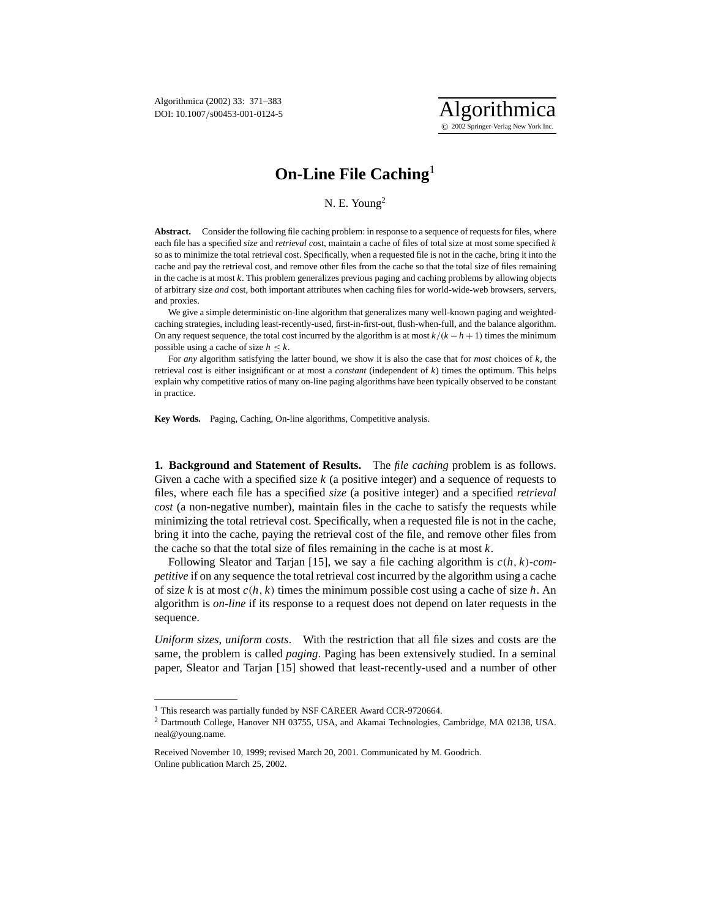# On-Line File Caching[1]

N. E. Young[2]

**Abstract.** Consider the following file caching problem: in response to a sequence of requests for files, where each file has a specified *size* and *retrieval cost*, maintain a cache of files of total size at most some specified $k$ so as to minimize the total retrieval cost. Specifically, when a requested file is not in the cache, bring it into the cache and pay the retrieval cost, and remove other files from the cache so that the total size of files remaining in the cache is at most $k$. This problem generalizes previous paging and caching problems by allowing objects of arbitrary size *and* cost, both important attributes when caching files for world-wide-web browsers, servers, and proxies.

We give a simple deterministic on-line algorithm that generalizes many well-known paging and weighted-caching strategies, including least-recently-used, first-in-first-out, flush-when-full, and the balance algorithm. On any request sequence, the total cost incurred by the algorithm is at most $k/(k-h+1)$ times the minimum possible using a cache of size $h \leq k$.

For *any* algorithm satisfying the latter bound, we show it is also the case that for *most* choices of $k$, the retrieval cost is either insignificant or at most a *constant* (independent of $k$) times the optimum. This helps explain why competitive ratios of many on-line paging algorithms have been typically observed to be constant in practice.

**Key Words.** Paging, Caching, On-line algorithms, Competitive analysis.

## 1. Background and Statement of Results.

The *file caching* problem is as follows. Given a cache with a specified size $k$ (a positive integer) and a sequence of requests to files, where each file has a specified *size* (a positive integer) and a specified *retrieval cost* (a non-negative number), maintain files in the cache to satisfy the requests while minimizing the total retrieval cost. Specifically, when a requested file is not in the cache, bring it into the cache, paying the retrieval cost of the file, and remove other files from the cache so that the total size of files remaining in the cache is at most $k$.

Following Sleator and Tarjan [15], we say a file caching algorithm is $c(h,k)$-*competitive* if on any sequence the total retrieval cost incurred by the algorithm using a cache of size $k$ is at most $c(h,k)$ times the minimum possible cost using a cache of size $h$. An algorithm is *on-line* if its response to a request does not depend on later requests in the sequence.

*Uniform sizes, uniform costs*. With the restriction that all file sizes and costs are the same, the problem is called *paging*. Paging has been extensively studied. In a seminal paper, Sleator and Tarjan [15] showed that least-recently-used and a number of other

---

[1] This research was partially funded by NSF CAREER Award CCR-9720664.

[2] Dartmouth College, Hanover NH 03755, USA, and Akamai Technologies, Cambridge, MA 02138, USA. neal@young.name.

Received November 10, 1999; revised March 20, 2001. Communicated by M. Goodrich.
Online publication March 25, 2002.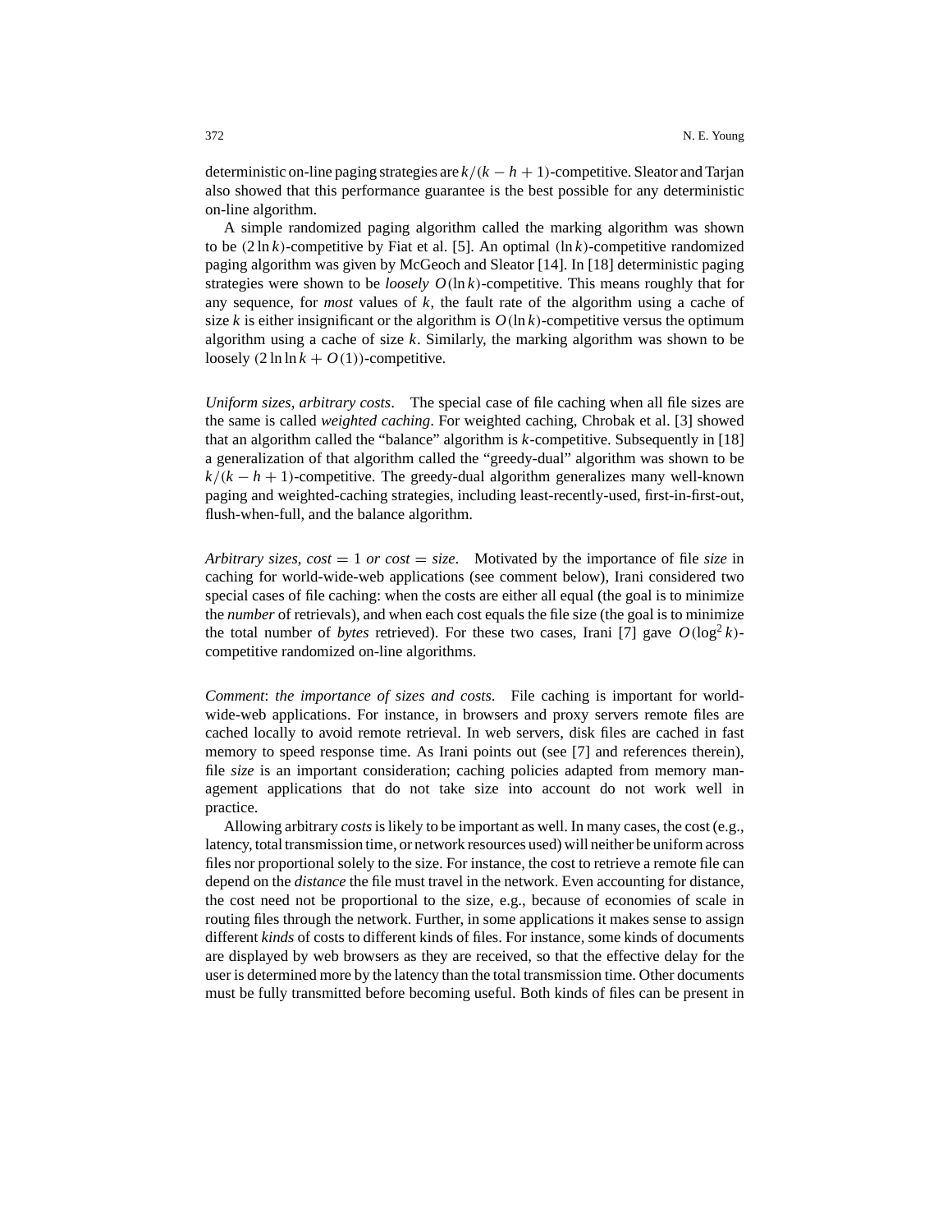deterministic on-line paging strategies are $k/(k-h+1)$-competitive. Sleator and Tarjan also showed that this performance guarantee is the best possible for any deterministic on-line algorithm.

A simple randomized paging algorithm called the marking algorithm was shown to be $(2\ln k)$-competitive by Fiat et al. [5]. An optimal $(\ln k)$-competitive randomized paging algorithm was given by McGeoch and Sleator [14]. In [18] deterministic paging strategies were shown to be *loosely* $O(\ln k)$-competitive. This means roughly that for any sequence, for *most* values of $k$, the fault rate of the algorithm using a cache of size $k$ is either insignificant or the algorithm is $O(\ln k)$-competitive versus the optimum algorithm using a cache of size $k$. Similarly, the marking algorithm was shown to be loosely $(2\ln\ln k + O(1))$-competitive.

*Uniform sizes, arbitrary costs*. The special case of file caching when all file sizes are the same is called *weighted caching*. For weighted caching, Chrobak et al. [3] showed that an algorithm called the "balance" algorithm is $k$-competitive. Subsequently in [18] a generalization of that algorithm called the "greedy-dual" algorithm was shown to be $k/(k-h+1)$-competitive. The greedy-dual algorithm generalizes many well-known paging and weighted-caching strategies, including least-recently-used, first-in-first-out, flush-when-full, and the balance algorithm.

*Arbitrary sizes, cost* $= 1$ *or cost* $=$ *size*. Motivated by the importance of file *size* in caching for world-wide-web applications (see comment below), Irani considered two special cases of file caching: when the costs are either all equal (the goal is to minimize the *number* of retrievals), and when each cost equals the file size (the goal is to minimize the total number of *bytes* retrieved). For these two cases, Irani [7] gave $O(\log^2 k)$-competitive randomized on-line algorithms.

*Comment*: *the importance of sizes and costs*. File caching is important for world-wide-web applications. For instance, in browsers and proxy servers remote files are cached locally to avoid remote retrieval. In web servers, disk files are cached in fast memory to speed response time. As Irani points out (see [7] and references therein), file *size* is an important consideration; caching policies adapted from memory management applications that do not take size into account do not work well in practice.

Allowing arbitrary *costs* is likely to be important as well. In many cases, the cost (e.g., latency, total transmission time, or network resources used) will neither be uniform across files nor proportional solely to the size. For instance, the cost to retrieve a remote file can depend on the *distance* the file must travel in the network. Even accounting for distance, the cost need not be proportional to the size, e.g., because of economies of scale in routing files through the network. Further, in some applications it makes sense to assign different *kinds* of costs to different kinds of files. For instance, some kinds of documents are displayed by web browsers as they are received, so that the effective delay for the user is determined more by the latency than the total transmission time. Other documents must be fully transmitted before becoming useful. Both kinds of files can be present in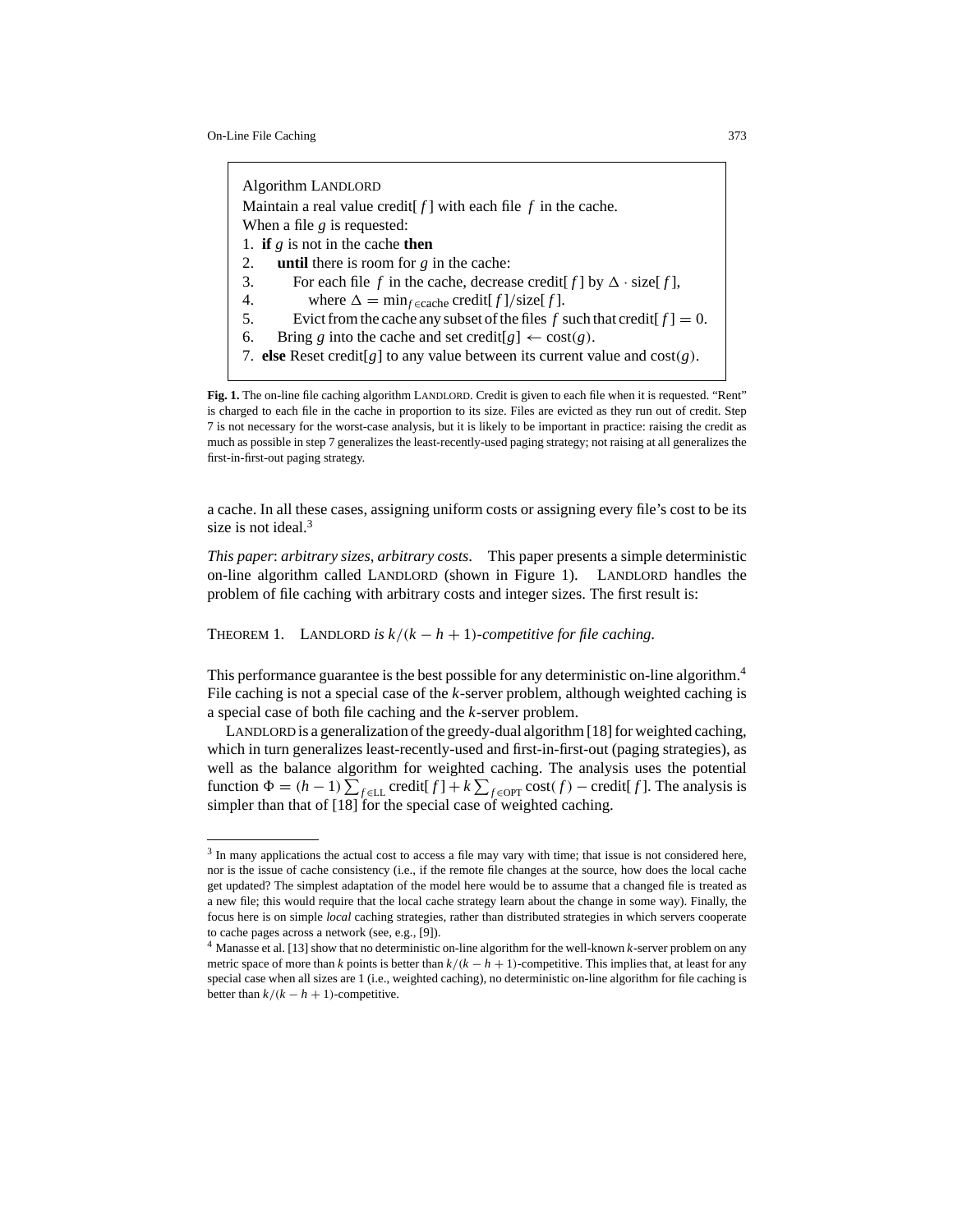```
Algorithm LANDLORD
Maintain a real value credit[f] with each file f in the cache.
When a file g is requested:
1. if g is not in the cache then
2.    until there is room for g in the cache:
3.       For each file f in the cache, decrease credit[f] by Δ · size[f],
4.          where Δ = min_{f∈cache} credit[f]/size[f].
5.       Evict from the cache any subset of the files f such that credit[f] = 0.
6.    Bring g into the cache and set credit[g] ← cost(g).
7. else Reset credit[g] to any value between its current value and cost(g).
```

**Fig. 1.** The on-line file caching algorithm LANDLORD. Credit is given to each file when it is requested. "Rent" is charged to each file in the cache in proportion to its size. Files are evicted as they run out of credit. Step 7 is not necessary for the worst-case analysis, but it is likely to be important in practice: raising the credit as much as possible in step 7 generalizes the least-recently-used paging strategy; not raising at all generalizes the first-in-first-out paging strategy.

a cache. In all these cases, assigning uniform costs or assigning every file's cost to be its size is not ideal.[3]

*This paper*: *arbitrary sizes*, *arbitrary costs*. This paper presents a simple deterministic on-line algorithm called LANDLORD (shown in Figure 1). LANDLORD handles the problem of file caching with arbitrary costs and integer sizes. The first result is:

THEOREM 1. LANDLORD *is* $k/(k-h+1)$*-competitive for file caching.*

This performance guarantee is the best possible for any deterministic on-line algorithm.[4] File caching is not a special case of the $k$-server problem, although weighted caching is a special case of both file caching and the $k$-server problem.

LANDLORD is a generalization of the greedy-dual algorithm [18] for weighted caching, which in turn generalizes least-recently-used and first-in-first-out (paging strategies), as well as the balance algorithm for weighted caching. The analysis uses the potential function $\Phi = (h-1)\sum_{f\in \mathrm{LL}} \mathrm{credit}[f] + k\sum_{f\in \mathrm{OPT}} \mathrm{cost}(f) - \mathrm{credit}[f]$. The analysis is simpler than that of [18] for the special case of weighted caching.

[3] In many applications the actual cost to access a file may vary with time; that issue is not considered here, nor is the issue of cache consistency (i.e., if the remote file changes at the source, how does the local cache get updated? The simplest adaptation of the model here would be to assume that a changed file is treated as a new file; this would require that the local cache strategy learn about the change in some way). Finally, the focus here is on simple *local* caching strategies, rather than distributed strategies in which servers cooperate to cache pages across a network (see, e.g., [9]).

[4] Manasse et al. [13] show that no deterministic on-line algorithm for the well-known $k$-server problem on any metric space of more than $k$ points is better than $k/(k-h+1)$-competitive. This implies that, at least for any special case when all sizes are 1 (i.e., weighted caching), no deterministic on-line algorithm for file caching is better than $k/(k-h+1)$-competitive.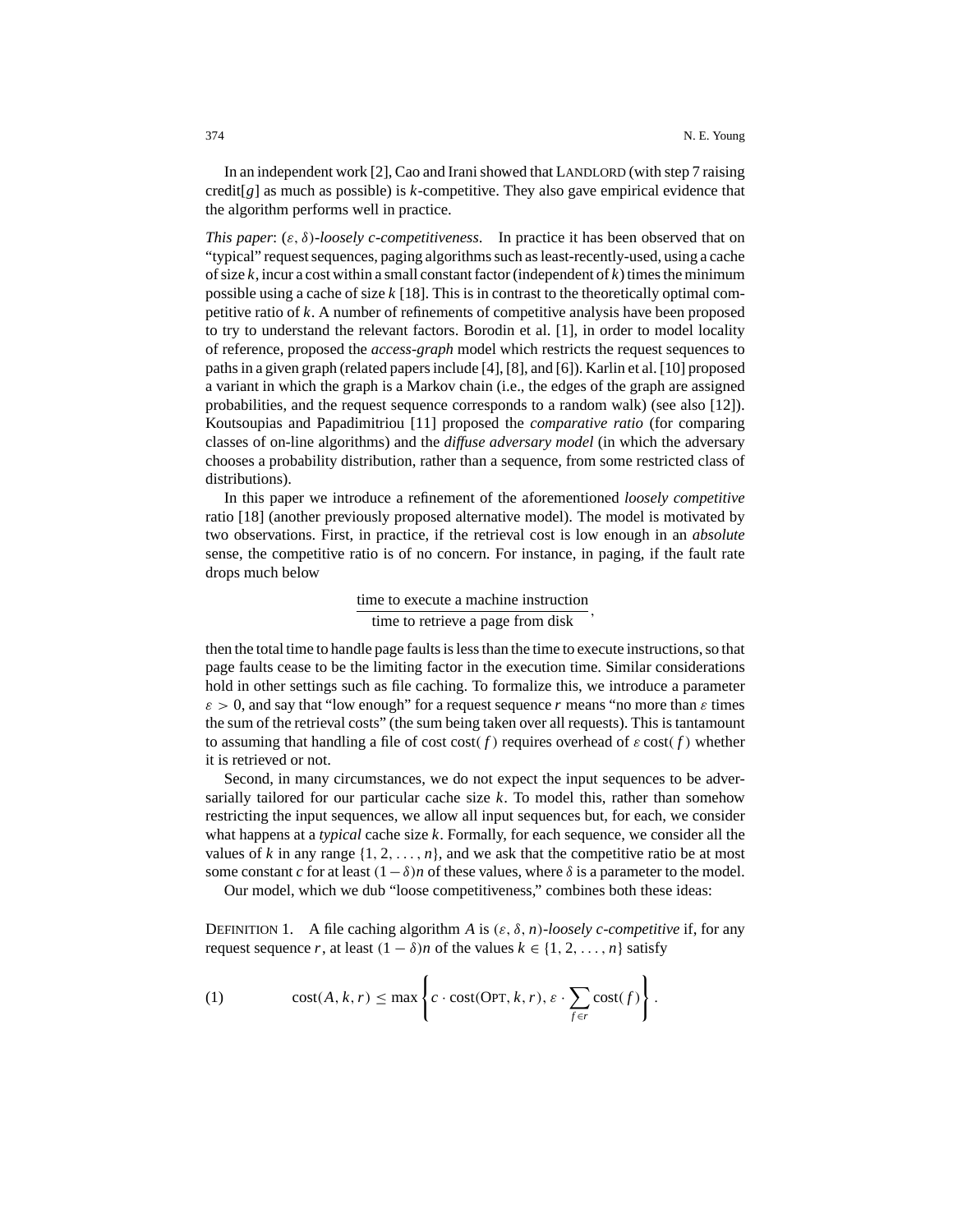In an independent work [2], Cao and Irani showed that LANDLORD (with step 7 raising credit[$g$] as much as possible) is $k$-competitive. They also gave empirical evidence that the algorithm performs well in practice.

*This paper*: $(\varepsilon, \delta)$-*loosely c-competitiveness*. In practice it has been observed that on "typical" request sequences, paging algorithms such as least-recently-used, using a cache of size $k$, incur a cost within a small constant factor (independent of $k$) times the minimum possible using a cache of size $k$ [18]. This is in contrast to the theoretically optimal competitive ratio of $k$. A number of refinements of competitive analysis have been proposed to try to understand the relevant factors. Borodin et al. [1], in order to model locality of reference, proposed the *access-graph* model which restricts the request sequences to paths in a given graph (related papers include [4], [8], and [6]). Karlin et al. [10] proposed a variant in which the graph is a Markov chain (i.e., the edges of the graph are assigned probabilities, and the request sequence corresponds to a random walk) (see also [12]). Koutsoupias and Papadimitriou [11] proposed the *comparative ratio* (for comparing classes of on-line algorithms) and the *diffuse adversary model* (in which the adversary chooses a probability distribution, rather than a sequence, from some restricted class of distributions).

In this paper we introduce a refinement of the aforementioned *loosely competitive* ratio [18] (another previously proposed alternative model). The model is motivated by two observations. First, in practice, if the retrieval cost is low enough in an *absolute* sense, the competitive ratio is of no concern. For instance, in paging, if the fault rate drops much below

$$\frac{\text{time to execute a machine instruction}}{\text{time to retrieve a page from disk}},$$

then the total time to handle page faults is less than the time to execute instructions, so that page faults cease to be the limiting factor in the execution time. Similar considerations hold in other settings such as file caching. To formalize this, we introduce a parameter $\varepsilon > 0$, and say that "low enough" for a request sequence $r$ means "no more than $\varepsilon$ times the sum of the retrieval costs" (the sum being taken over all requests). This is tantamount to assuming that handling a file of cost $\text{cost}(f)$ requires overhead of $\varepsilon \, \text{cost}(f)$ whether it is retrieved or not.

Second, in many circumstances, we do not expect the input sequences to be adversarially tailored for our particular cache size $k$. To model this, rather than somehow restricting the input sequences, we allow all input sequences but, for each, we consider what happens at a *typical* cache size $k$. Formally, for each sequence, we consider all the values of $k$ in any range $\{1, 2, \ldots, n\}$, and we ask that the competitive ratio be at most some constant $c$ for at least $(1-\delta)n$ of these values, where $\delta$ is a parameter to the model.

Our model, which we dub "loose competitiveness," combines both these ideas:

DEFINITION 1. A file caching algorithm $A$ is $(\varepsilon, \delta, n)$-*loosely c-competitive* if, for any request sequence $r$, at least $(1 - \delta)n$ of the values $k \in \{1, 2, \ldots, n\}$ satisfy

$$\text{cost}(A, k, r) \leq \max\left\{ c \cdot \text{cost}(\text{OPT}, k, r), \, \varepsilon \cdot \sum_{f \in r} \text{cost}(f) \right\}. \tag{1}$$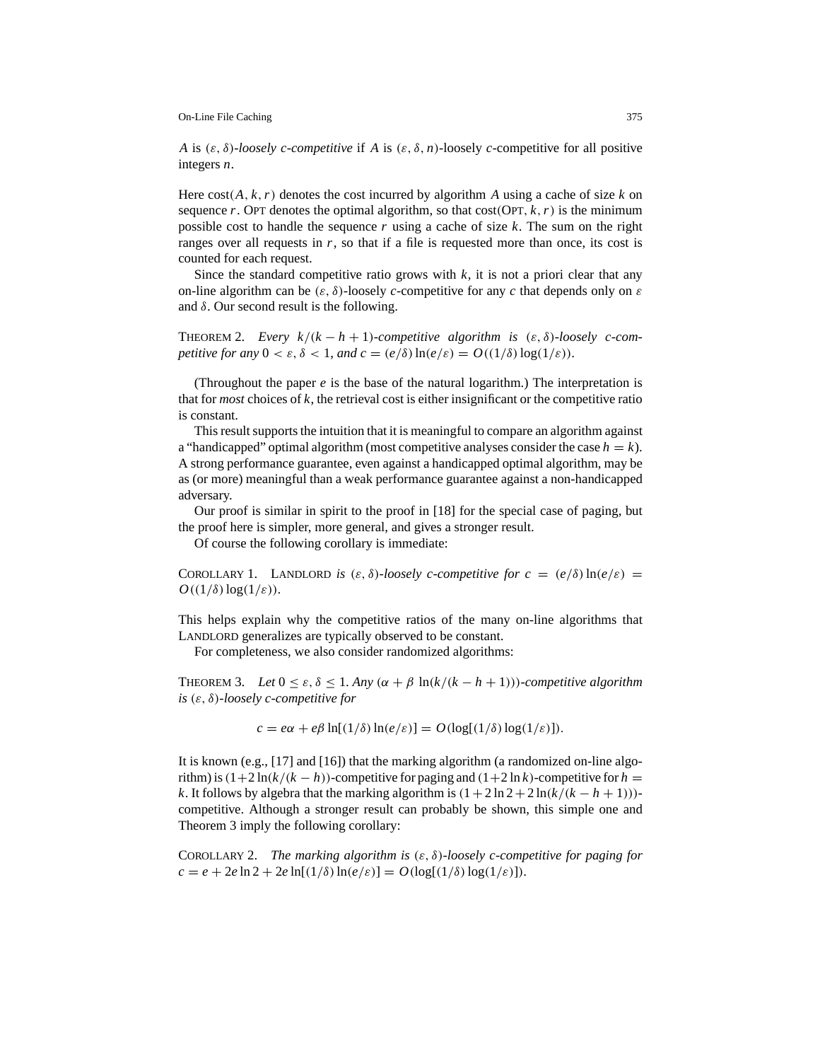$A$ is $(\varepsilon, \delta)$-*loosely c-competitive* if $A$ is $(\varepsilon, \delta, n)$-loosely $c$-competitive for all positive integers $n$.

Here $\text{cost}(A, k, r)$ denotes the cost incurred by algorithm $A$ using a cache of size $k$ on sequence $r$. OPT denotes the optimal algorithm, so that $\text{cost}(\text{OPT}, k, r)$ is the minimum possible cost to handle the sequence $r$ using a cache of size $k$. The sum on the right ranges over all requests in $r$, so that if a file is requested more than once, its cost is counted for each request.

Since the standard competitive ratio grows with $k$, it is not a priori clear that any on-line algorithm can be $(\varepsilon, \delta)$-loosely $c$-competitive for any $c$ that depends only on $\varepsilon$ and $\delta$. Our second result is the following.

THEOREM 2. *Every $k/(k-h+1)$-competitive algorithm is $(\varepsilon, \delta)$-loosely $c$-competitive for any $0 < \varepsilon, \delta < 1$, and $c = (e/\delta)\ln(e/\varepsilon) = O((1/\delta)\log(1/\varepsilon))$.*

(Throughout the paper $e$ is the base of the natural logarithm.) The interpretation is that for *most* choices of $k$, the retrieval cost is either insignificant or the competitive ratio is constant.

This result supports the intuition that it is meaningful to compare an algorithm against a "handicapped" optimal algorithm (most competitive analyses consider the case $h = k$). A strong performance guarantee, even against a handicapped optimal algorithm, may be as (or more) meaningful than a weak performance guarantee against a non-handicapped adversary.

Our proof is similar in spirit to the proof in [18] for the special case of paging, but the proof here is simpler, more general, and gives a stronger result.

Of course the following corollary is immediate:

COROLLARY 1. LANDLORD *is $(\varepsilon, \delta)$-loosely $c$-competitive for $c = (e/\delta)\ln(e/\varepsilon) = O((1/\delta)\log(1/\varepsilon))$.*

This helps explain why the competitive ratios of the many on-line algorithms that LANDLORD generalizes are typically observed to be constant.

For completeness, we also consider randomized algorithms:

THEOREM 3. *Let $0 \le \varepsilon, \delta \le 1$. Any $(\alpha + \beta \ln(k/(k-h+1)))$-competitive algorithm is $(\varepsilon, \delta)$-loosely $c$-competitive for*

$$c = e\alpha + e\beta \ln[(1/\delta)\ln(e/\varepsilon)] = O(\log[(1/\delta)\log(1/\varepsilon)]).$$

It is known (e.g., [17] and [16]) that the marking algorithm (a randomized on-line algorithm) is $(1+2\ln(k/(k-h)))$-competitive for paging and $(1+2\ln k)$-competitive for $h = k$. It follows by algebra that the marking algorithm is $(1+2\ln 2+2\ln(k/(k-h+1)))$-competitive. Although a stronger result can probably be shown, this simple one and Theorem 3 imply the following corollary:

COROLLARY 2. *The marking algorithm is $(\varepsilon, \delta)$-loosely $c$-competitive for paging for $c = e + 2e\ln 2 + 2e\ln[(1/\delta)\ln(e/\varepsilon)] = O(\log[(1/\delta)\log(1/\varepsilon)])$.*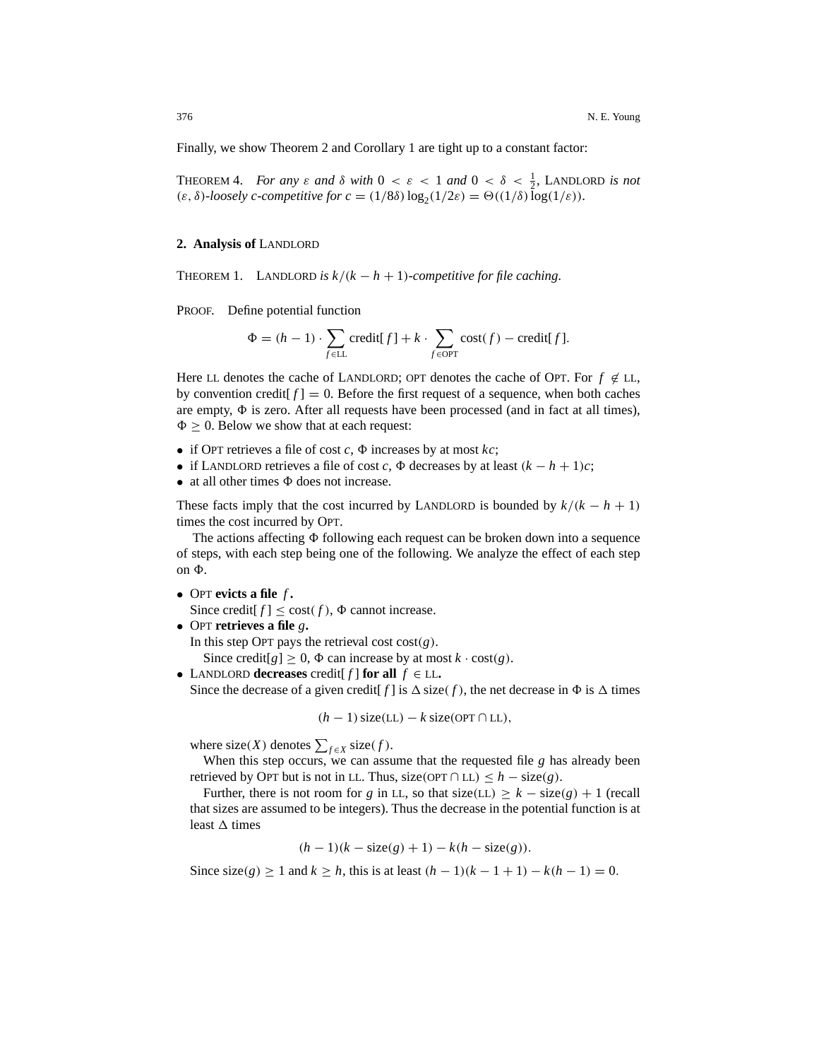Finally, we show Theorem 2 and Corollary 1 are tight up to a constant factor:

THEOREM 4. *For any $\varepsilon$ and $\delta$ with $0 < \varepsilon < 1$ and $0 < \delta < \frac{1}{2}$,* LANDLORD *is not $(\varepsilon, \delta)$-loosely $c$-competitive for $c = (1/8\delta)\log_2(1/2\varepsilon) = \Theta((1/\delta)\log(1/\varepsilon))$.*

## 2. Analysis of LANDLORD

THEOREM 1. LANDLORD *is $k/(k-h+1)$-competitive for file caching.*

PROOF. Define potential function

$$\Phi = (h-1)\cdot\sum_{f\in\text{LL}}\text{credit}[f] + k\cdot\sum_{f\in\text{OPT}}\text{cost}(f) - \text{credit}[f].$$

Here LL denotes the cache of LANDLORD; OPT denotes the cache of OPT. For $f \notin \text{LL}$, by convention $\text{credit}[f] = 0$. Before the first request of a sequence, when both caches are empty, $\Phi$ is zero. After all requests have been processed (and in fact at all times), $\Phi \geq 0$. Below we show that at each request:

- if OPT retrieves a file of cost $c$, $\Phi$ increases by at most $kc$;
- if LANDLORD retrieves a file of cost $c$, $\Phi$ decreases by at least $(k-h+1)c$;
- at all other times $\Phi$ does not increase.

These facts imply that the cost incurred by LANDLORD is bounded by $k/(k-h+1)$ times the cost incurred by OPT.

The actions affecting $\Phi$ following each request can be broken down into a sequence of steps, with each step being one of the following. We analyze the effect of each step on $\Phi$.

- OPT **evicts a file** $f$**.**
  Since $\text{credit}[f] \leq \text{cost}(f)$, $\Phi$ cannot increase.
- OPT **retrieves a file** $g$**.**
  In this step OPT pays the retrieval cost $\text{cost}(g)$.
  Since $\text{credit}[g] \geq 0$, $\Phi$ can increase by at most $k\cdot\text{cost}(g)$.
- LANDLORD **decreases** $\text{credit}[f]$ **for all** $f \in \text{LL}$**.**
  Since the decrease of a given $\text{credit}[f]$ is $\Delta\,\text{size}(f)$, the net decrease in $\Phi$ is $\Delta$ times

  $$(h-1)\,\text{size}(\text{LL}) - k\,\text{size}(\text{OPT}\cap\text{LL}),$$

  where $\text{size}(X)$ denotes $\sum_{f\in X}\text{size}(f)$.

  When this step occurs, we can assume that the requested file $g$ has already been retrieved by OPT but is not in LL. Thus, $\text{size}(\text{OPT}\cap\text{LL}) \leq h - \text{size}(g)$.

  Further, there is not room for $g$ in LL, so that $\text{size}(\text{LL}) \geq k - \text{size}(g) + 1$ (recall that sizes are assumed to be integers). Thus the decrease in the potential function is at least $\Delta$ times

  $$(h-1)(k - \text{size}(g) + 1) - k(h - \text{size}(g)).$$

  Since $\text{size}(g) \geq 1$ and $k \geq h$, this is at least $(h-1)(k-1+1) - k(h-1) = 0$.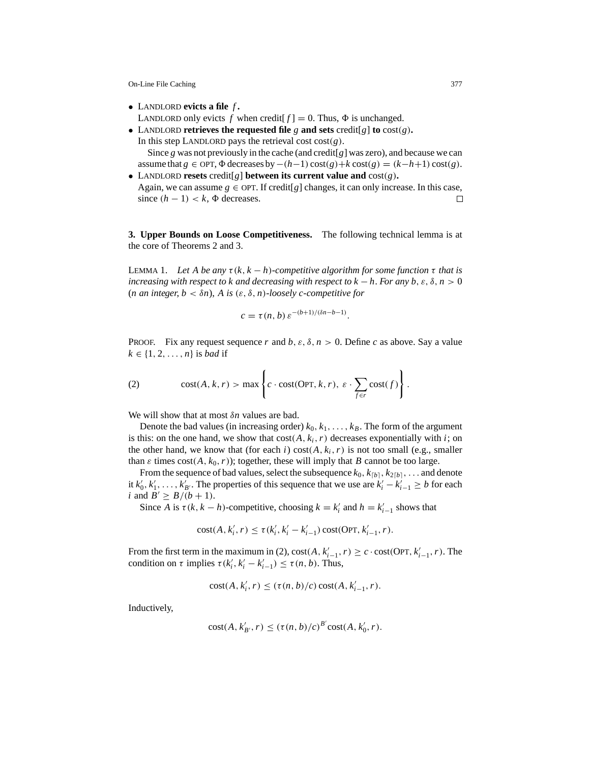- Landlord **evicts a file** $f$**.**
  Landlord only evicts $f$ when credit$[f] = 0$. Thus, $\Phi$ is unchanged.
- Landlord **retrieves the requested file** $g$ **and sets** credit$[g]$ **to** $\text{cost}(g)$**.**
  In this step Landlord pays the retrieval cost $\text{cost}(g)$.
  Since $g$ was not previously in the cache (and credit$[g]$ was zero), and because we can assume that $g \in \text{OPT}$, $\Phi$ decreases by $-(h-1)\,\text{cost}(g) + k\,\text{cost}(g) = (k-h+1)\,\text{cost}(g)$.
- Landlord **resets** credit$[g]$ **between its current value and** $\text{cost}(g)$**.**
  Again, we can assume $g \in \text{OPT}$. If credit$[g]$ changes, it can only increase. In this case, since $(h-1) < k$, $\Phi$ decreases. □

**3. Upper Bounds on Loose Competitiveness.** The following technical lemma is at the core of Theorems 2 and 3.

Lemma 1. *Let $A$ be any $\tau(k, k-h)$-competitive algorithm for some function $\tau$ that is increasing with respect to $k$ and decreasing with respect to $k-h$. For any $b, \varepsilon, \delta, n > 0$ ($n$ an integer, $b < \delta n$), $A$ is $(\varepsilon, \delta, n)$-loosely $c$-competitive for*

$$c = \tau(n, b)\,\varepsilon^{-(b+1)/(\delta n - b - 1)}.$$

Proof. Fix any request sequence $r$ and $b, \varepsilon, \delta, n > 0$. Define $c$ as above. Say a value $k \in \{1, 2, \ldots, n\}$ is *bad* if

$$\text{cost}(A, k, r) > \max\left\{c \cdot \text{cost}(\text{Opt}, k, r),\ \varepsilon \cdot \sum_{f \in r} \text{cost}(f)\right\}. \tag{2}$$

We will show that at most $\delta n$ values are bad.

Denote the bad values (in increasing order) $k_0, k_1, \ldots, k_B$. The form of the argument is this: on the one hand, we show that $\text{cost}(A, k_i, r)$ decreases exponentially with $i$; on the other hand, we know that (for each $i$) $\text{cost}(A, k_i, r)$ is not too small (e.g., smaller than $\varepsilon$ times $\text{cost}(A, k_0, r)$); together, these will imply that $B$ cannot be too large.

From the sequence of bad values, select the subsequence $k_0, k_{\lceil b \rceil}, k_{2\lceil b \rceil}, \ldots$ and denote it $k'_0, k'_1, \ldots, k'_{B'}$. The properties of this sequence that we use are $k'_i - k'_{i-1} \geq b$ for each $i$ and $B' \geq B/(b+1)$.

Since $A$ is $\tau(k, k-h)$-competitive, choosing $k = k'_i$ and $h = k'_{i-1}$ shows that

$$\text{cost}(A, k'_i, r) \leq \tau(k'_i, k'_i - k'_{i-1})\,\text{cost}(\text{Opt}, k'_{i-1}, r).$$

From the first term in the maximum in (2), $\text{cost}(A, k'_{i-1}, r) \geq c \cdot \text{cost}(\text{Opt}, k'_{i-1}, r)$. The condition on $\tau$ implies $\tau(k'_i, k'_i - k'_{i-1}) \leq \tau(n, b)$. Thus,

$$\text{cost}(A, k'_i, r) \leq (\tau(n, b)/c)\,\text{cost}(A, k'_{i-1}, r).$$

Inductively,

$$\text{cost}(A, k'_{B'}, r) \leq (\tau(n, b)/c)^{B'}\,\text{cost}(A, k'_0, r).$$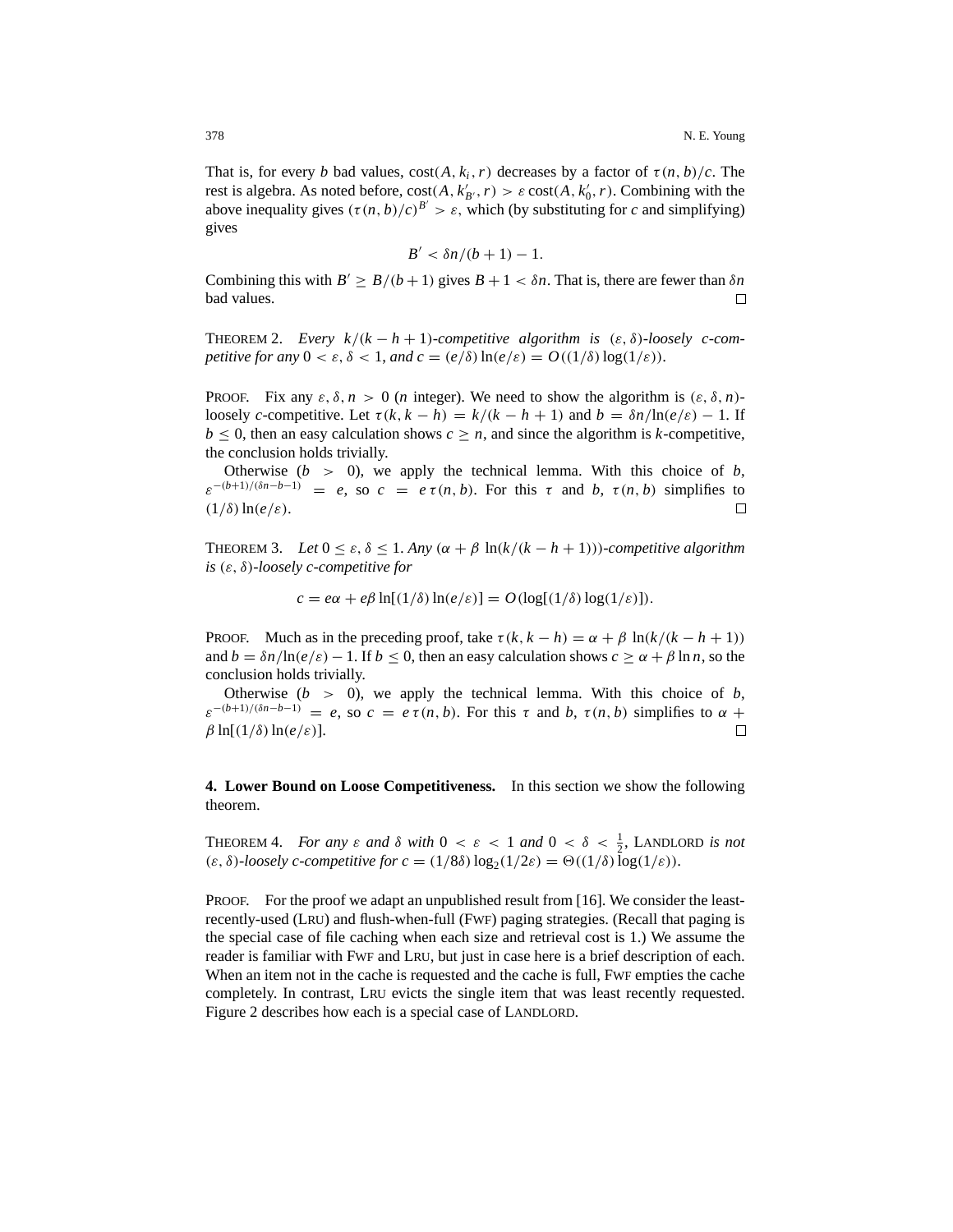That is, for every $b$ bad values, $\text{cost}(A, k_i, r)$ decreases by a factor of $\tau(n, b)/c$. The rest is algebra. As noted before, $\text{cost}(A, k'_{B'}, r) > \varepsilon\, \text{cost}(A, k'_0, r)$. Combining with the above inequality gives $(\tau(n, b)/c)^{B'} > \varepsilon$, which (by substituting for $c$ and simplifying) gives

$$B' < \delta n/(b+1) - 1.$$

Combining this with $B' \geq B/(b+1)$ gives $B + 1 < \delta n$. That is, there are fewer than $\delta n$ bad values. □

THEOREM 2. *Every $k/(k-h+1)$-competitive algorithm is $(\varepsilon, \delta)$-loosely $c$-competitive for any $0 < \varepsilon, \delta < 1$, and $c = (e/\delta)\ln(e/\varepsilon) = O((1/\delta)\log(1/\varepsilon))$.*

PROOF. Fix any $\varepsilon, \delta, n > 0$ ($n$ integer). We need to show the algorithm is $(\varepsilon, \delta, n)$-loosely $c$-competitive. Let $\tau(k, k-h) = k/(k-h+1)$ and $b = \delta n/\ln(e/\varepsilon) - 1$. If $b \leq 0$, then an easy calculation shows $c \geq n$, and since the algorithm is $k$-competitive, the conclusion holds trivially.

Otherwise ($b > 0$), we apply the technical lemma. With this choice of $b$, $\varepsilon^{-(b+1)/(\delta n - b - 1)} = e$, so $c = e\,\tau(n, b)$. For this $\tau$ and $b$, $\tau(n, b)$ simplifies to $(1/\delta)\ln(e/\varepsilon)$. □

THEOREM 3. *Let $0 \leq \varepsilon, \delta \leq 1$. Any $(\alpha + \beta\, \ln(k/(k-h+1)))$-competitive algorithm is $(\varepsilon, \delta)$-loosely $c$-competitive for*

$$c = e\alpha + e\beta \ln[(1/\delta)\ln(e/\varepsilon)] = O(\log[(1/\delta)\log(1/\varepsilon)]).$$

PROOF. Much as in the preceding proof, take $\tau(k, k-h) = \alpha + \beta\, \ln(k/(k-h+1))$ and $b = \delta n/\ln(e/\varepsilon) - 1$. If $b \leq 0$, then an easy calculation shows $c \geq \alpha + \beta \ln n$, so the conclusion holds trivially.

Otherwise ($b > 0$), we apply the technical lemma. With this choice of $b$, $\varepsilon^{-(b+1)/(\delta n - b - 1)} = e$, so $c = e\,\tau(n, b)$. For this $\tau$ and $b$, $\tau(n, b)$ simplifies to $\alpha + \beta \ln[(1/\delta)\ln(e/\varepsilon)]$. □

**4. Lower Bound on Loose Competitiveness.** In this section we show the following theorem.

THEOREM 4. *For any $\varepsilon$ and $\delta$ with $0 < \varepsilon < 1$ and $0 < \delta < \frac{1}{2}$,* LANDLORD *is not $(\varepsilon, \delta)$-loosely $c$-competitive for $c = (1/8\delta)\log_2(1/2\varepsilon) = \Theta((1/\delta)\log(1/\varepsilon))$.*

PROOF. For the proof we adapt an unpublished result from [16]. We consider the least-recently-used (LRU) and flush-when-full (FWF) paging strategies. (Recall that paging is the special case of file caching when each size and retrieval cost is 1.) We assume the reader is familiar with FWF and LRU, but just in case here is a brief description of each. When an item not in the cache is requested and the cache is full, FWF empties the cache completely. In contrast, LRU evicts the single item that was least recently requested. Figure 2 describes how each is a special case of LANDLORD.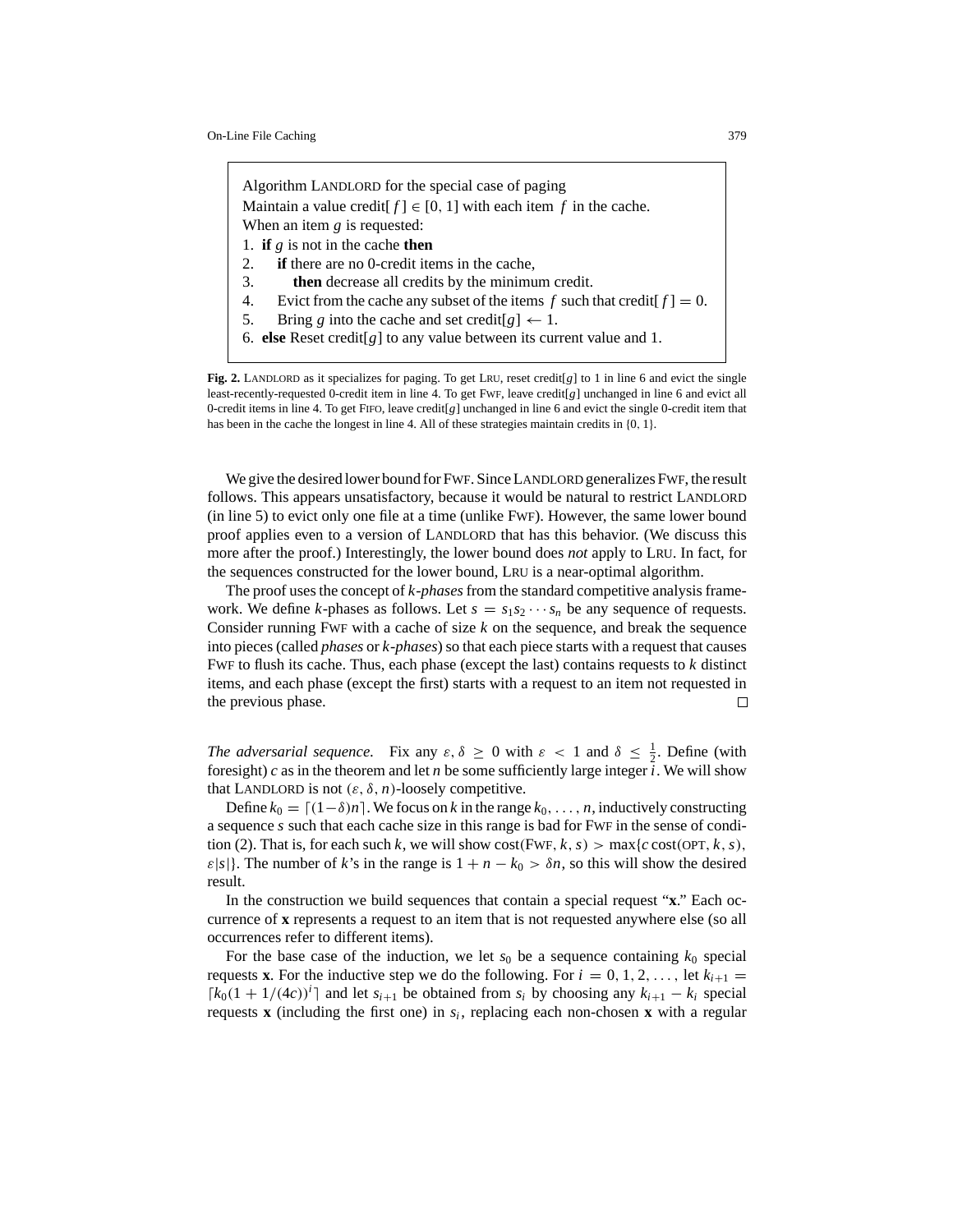```
Algorithm LANDLORD for the special case of paging
Maintain a value credit[f] ∈ [0, 1] with each item f in the cache.
When an item g is requested:
1. if g is not in the cache then
2.    if there are no 0-credit items in the cache,
3.       then decrease all credits by the minimum credit.
4.    Evict from the cache any subset of the items f such that credit[f] = 0.
5.    Bring g into the cache and set credit[g] ← 1.
6. else Reset credit[g] to any value between its current value and 1.
```

**Fig. 2.** LANDLORD as it specializes for paging. To get LRU, reset credit[$g$] to 1 in line 6 and evict the single least-recently-requested 0-credit item in line 4. To get FWF, leave credit[$g$] unchanged in line 6 and evict all 0-credit items in line 4. To get FIFO, leave credit[$g$] unchanged in line 6 and evict the single 0-credit item that has been in the cache the longest in line 4. All of these strategies maintain credits in $\{0, 1\}$.

We give the desired lower bound for FWF. Since LANDLORD generalizes FWF, the result follows. This appears unsatisfactory, because it would be natural to restrict LANDLORD (in line 5) to evict only one file at a time (unlike FWF). However, the same lower bound proof applies even to a version of LANDLORD that has this behavior. (We discuss this more after the proof.) Interestingly, the lower bound does *not* apply to LRU. In fact, for the sequences constructed for the lower bound, LRU is a near-optimal algorithm.

The proof uses the concept of *k-phases* from the standard competitive analysis framework. We define $k$-phases as follows. Let $s = s_1 s_2 \cdots s_n$ be any sequence of requests. Consider running FWF with a cache of size $k$ on the sequence, and break the sequence into pieces (called *phases* or *k-phases*) so that each piece starts with a request that causes FWF to flush its cache. Thus, each phase (except the last) contains requests to $k$ distinct items, and each phase (except the first) starts with a request to an item not requested in the previous phase. □

*The adversarial sequence.* Fix any $\varepsilon, \delta \geq 0$ with $\varepsilon < 1$ and $\delta \leq \frac{1}{2}$. Define (with foresight) $c$ as in the theorem and let $n$ be some sufficiently large integer $i$. We will show that LANDLORD is not $(\varepsilon, \delta, n)$-loosely competitive.

Define $k_0 = \lceil (1-\delta)n \rceil$. We focus on $k$ in the range $k_0, \ldots, n$, inductively constructing a sequence $s$ such that each cache size in this range is bad for FWF in the sense of condition (2). That is, for each such $k$, we will show $\text{cost}(\text{FWF}, k, s) > \max\{c \,\text{cost}(\text{OPT}, k, s), \varepsilon |s|\}$. The number of $k$'s in the range is $1 + n - k_0 > \delta n$, so this will show the desired result.

In the construction we build sequences that contain a special request "**x**." Each occurrence of **x** represents a request to an item that is not requested anywhere else (so all occurrences refer to different items).

For the base case of the induction, we let $s_0$ be a sequence containing $k_0$ special requests **x**. For the inductive step we do the following. For $i = 0, 1, 2, \ldots$, let $k_{i+1} = \lceil k_0 (1 + 1/(4c))^i \rceil$ and let $s_{i+1}$ be obtained from $s_i$ by choosing any $k_{i+1} - k_i$ special requests **x** (including the first one) in $s_i$, replacing each non-chosen **x** with a regular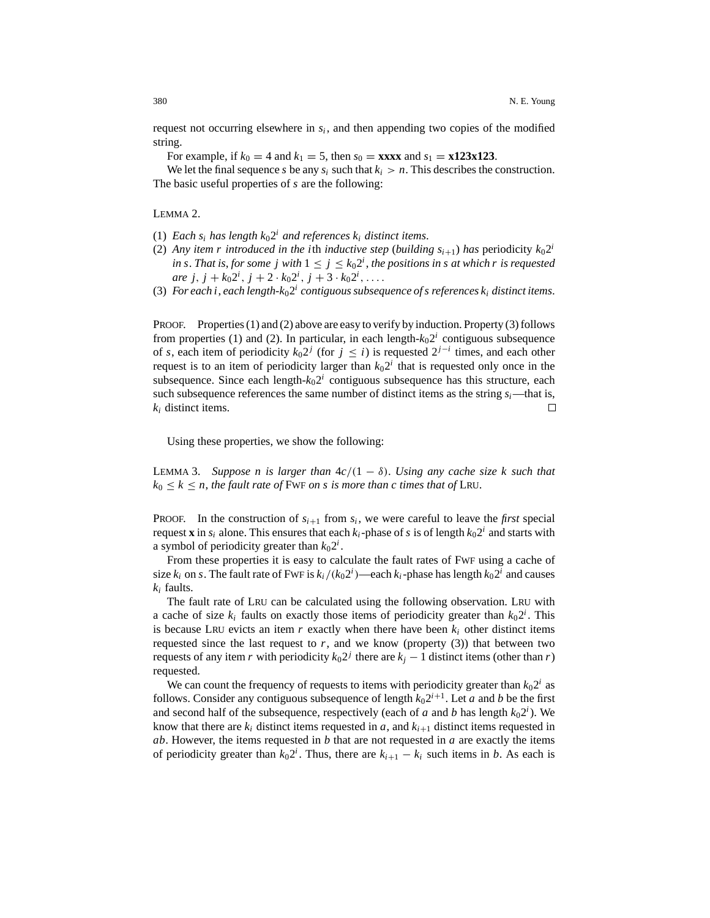request not occurring elsewhere in $s_i$, and then appending two copies of the modified string.

For example, if $k_0 = 4$ and $k_1 = 5$, then $s_0 =$ **xxxx** and $s_1 =$ **x123x123**.

We let the final sequence $s$ be any $s_i$ such that $k_i > n$. This describes the construction. The basic useful properties of $s$ are the following:

LEMMA 2.

(1) *Each $s_i$ has length $k_0 2^i$ and references $k_i$ distinct items.*
(2) *Any item $r$ introduced in the $i$*th *inductive step* (*building $s_{i+1}$*) *has* periodicity $k_0 2^i$ *in $s$. That is, for some $j$ with $1 \le j \le k_0 2^i$, the positions in $s$ at which $r$ is requested are $j$, $j + k_0 2^i$, $j + 2 \cdot k_0 2^i$, $j + 3 \cdot k_0 2^i, \ldots$.*
(3) *For each $i$, each length-$k_0 2^i$ contiguous subsequence of $s$ references $k_i$ distinct items.*

PROOF. Properties (1) and (2) above are easy to verify by induction. Property (3) follows from properties (1) and (2). In particular, in each length-$k_0 2^i$ contiguous subsequence of $s$, each item of periodicity $k_0 2^j$ (for $j \le i$) is requested $2^{j-i}$ times, and each other request is to an item of periodicity larger than $k_0 2^i$ that is requested only once in the subsequence. Since each length-$k_0 2^i$ contiguous subsequence has this structure, each such subsequence references the same number of distinct items as the string $s_i$—that is, $k_i$ distinct items. □

Using these properties, we show the following:

LEMMA 3. *Suppose $n$ is larger than $4c/(1 - \delta)$. Using any cache size $k$ such that $k_0 \le k \le n$, the fault rate of* FWF *on $s$ is more than $c$ times that of* LRU.

PROOF. In the construction of $s_{i+1}$ from $s_i$, we were careful to leave the *first* special request **x** in $s_i$ alone. This ensures that each $k_i$-phase of $s$ is of length $k_0 2^i$ and starts with a symbol of periodicity greater than $k_0 2^i$.

From these properties it is easy to calculate the fault rates of FWF using a cache of size $k_i$ on $s$. The fault rate of FWF is $k_i/(k_0 2^i)$—each $k_i$-phase has length $k_0 2^i$ and causes $k_i$ faults.

The fault rate of LRU can be calculated using the following observation. LRU with a cache of size $k_i$ faults on exactly those items of periodicity greater than $k_0 2^i$. This is because LRU evicts an item $r$ exactly when there have been $k_i$ other distinct items requested since the last request to $r$, and we know (property (3)) that between two requests of any item $r$ with periodicity $k_0 2^j$ there are $k_j - 1$ distinct items (other than $r$) requested.

We can count the frequency of requests to items with periodicity greater than $k_0 2^i$ as follows. Consider any contiguous subsequence of length $k_0 2^{i+1}$. Let $a$ and $b$ be the first and second half of the subsequence, respectively (each of $a$ and $b$ has length $k_0 2^i$). We know that there are $k_i$ distinct items requested in $a$, and $k_{i+1}$ distinct items requested in $ab$. However, the items requested in $b$ that are not requested in $a$ are exactly the items of periodicity greater than $k_0 2^i$. Thus, there are $k_{i+1} - k_i$ such items in $b$. As each is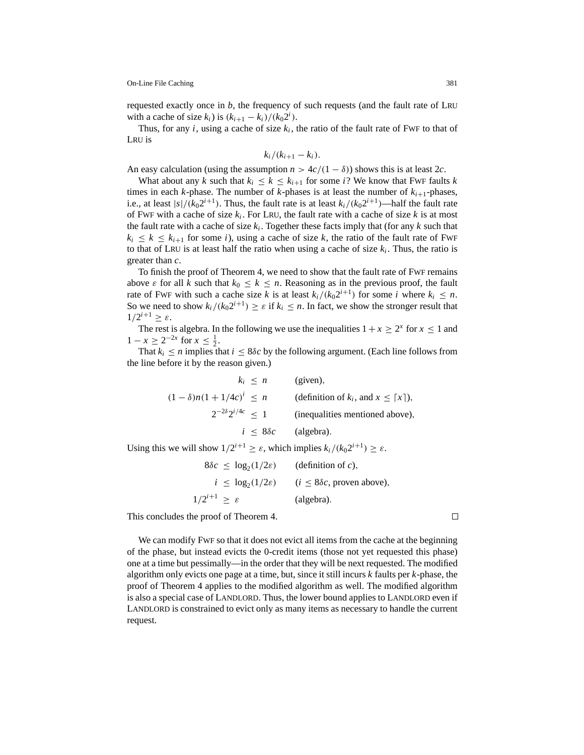requested exactly once in $b$, the frequency of such requests (and the fault rate of LRU with a cache of size $k_i$) is $(k_{i+1} - k_i)/(k_0 2^i)$.

Thus, for any $i$, using a cache of size $k_i$, the ratio of the fault rate of FWF to that of LRU is

$$k_i/(k_{i+1} - k_i).$$

An easy calculation (using the assumption $n > 4c/(1-\delta)$) shows this is at least $2c$.

What about any $k$ such that $k_i \le k \le k_{i+1}$ for some $i$? We know that FWF faults $k$ times in each $k$-phase. The number of $k$-phases is at least the number of $k_{i+1}$-phases, i.e., at least $|s|/(k_0 2^{i+1})$. Thus, the fault rate is at least $k_i/(k_0 2^{i+1})$—half the fault rate of FWF with a cache of size $k_i$. For LRU, the fault rate with a cache of size $k$ is at most the fault rate with a cache of size $k_i$. Together these facts imply that (for any $k$ such that $k_i \le k \le k_{i+1}$ for some $i$), using a cache of size $k$, the ratio of the fault rate of FWF to that of LRU is at least half the ratio when using a cache of size $k_i$. Thus, the ratio is greater than $c$.

To finish the proof of Theorem 4, we need to show that the fault rate of FWF remains above $\varepsilon$ for all $k$ such that $k_0 \le k \le n$. Reasoning as in the previous proof, the fault rate of FWF with such a cache size $k$ is at least $k_i/(k_0 2^{i+1})$ for some $i$ where $k_i \le n$. So we need to show $k_i/(k_0 2^{i+1}) \ge \varepsilon$ if $k_i \le n$. In fact, we show the stronger result that $1/2^{i+1} \ge \varepsilon$.

The rest is algebra. In the following we use the inequalities $1 + x \ge 2^x$ for $x \le 1$ and $1 - x \ge 2^{-2x}$ for $x \le \frac{1}{2}$.

That $k_i \le n$ implies that $i \le 8\delta c$ by the following argument. (Each line follows from the line before it by the reason given.)

$$
\begin{aligned}
k_i &\le n && \text{(given)},\\
(1-\delta)n(1+1/4c)^i &\le n && \text{(definition of } k_i\text{, and } x \le \lceil x \rceil),\\
2^{-2\delta}2^{i/4c} &\le 1 && \text{(inequalities mentioned above)},\\
i &\le 8\delta c && \text{(algebra)}.
\end{aligned}
$$

Using this we will show $1/2^{i+1} \ge \varepsilon$, which implies $k_i/(k_0 2^{i+1}) \ge \varepsilon$.

$$
\begin{aligned}
8\delta c &\le \log_2(1/2\varepsilon) && \text{(definition of } c),\\
i &\le \log_2(1/2\varepsilon) && (i \le 8\delta c\text{, proven above}),\\
1/2^{i+1} &\ge \varepsilon && \text{(algebra)}.
\end{aligned}
$$

This concludes the proof of Theorem 4. □

We can modify FWF so that it does not evict all items from the cache at the beginning of the phase, but instead evicts the 0-credit items (those not yet requested this phase) one at a time but pessimally—in the order that they will be next requested. The modified algorithm only evicts one page at a time, but, since it still incurs $k$ faults per $k$-phase, the proof of Theorem 4 applies to the modified algorithm as well. The modified algorithm is also a special case of LANDLORD. Thus, the lower bound applies to LANDLORD even if LANDLORD is constrained to evict only as many items as necessary to handle the current request.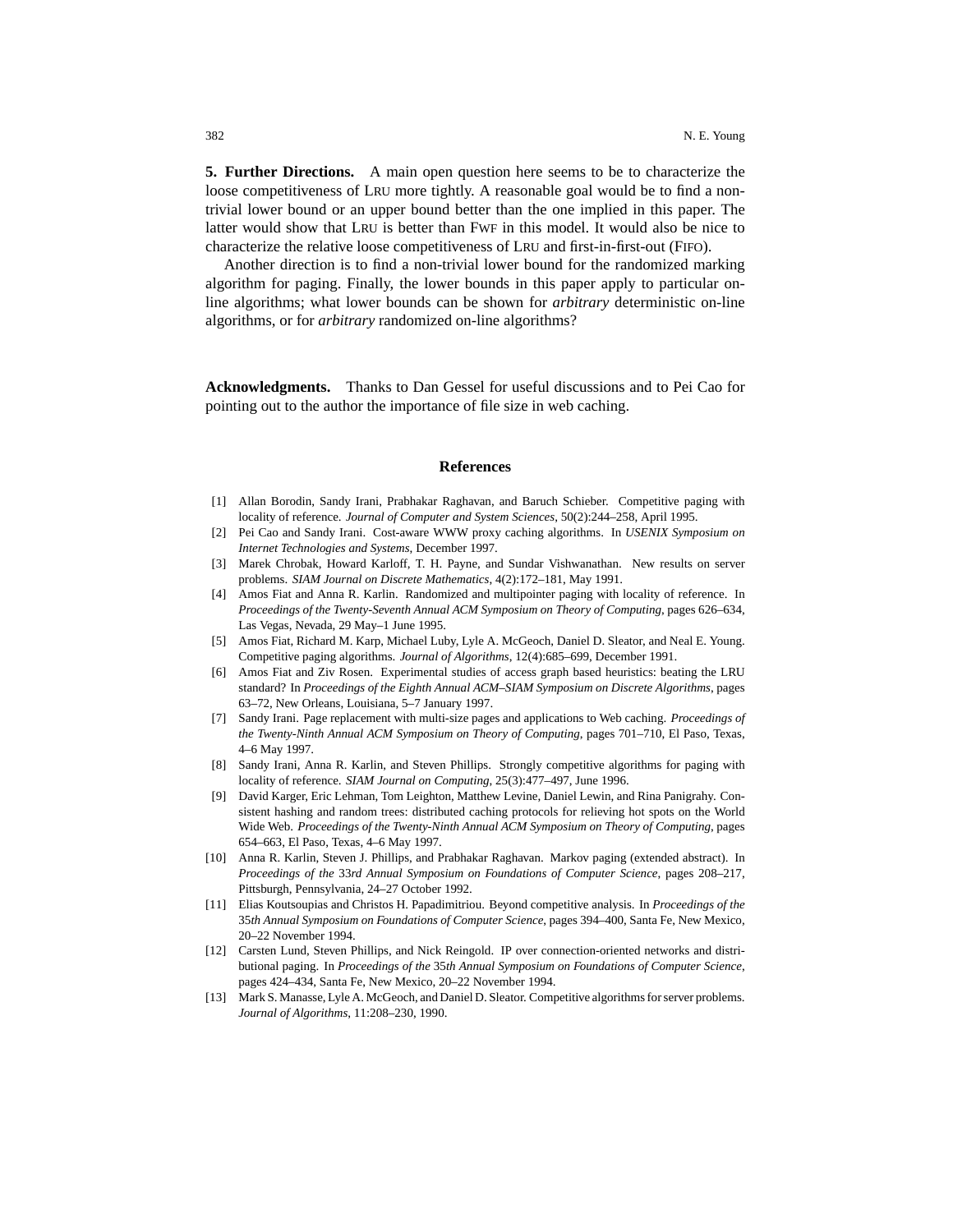**5. Further Directions.** A main open question here seems to be to characterize the loose competitiveness of LRU more tightly. A reasonable goal would be to find a non-trivial lower bound or an upper bound better than the one implied in this paper. The latter would show that LRU is better than FWF in this model. It would also be nice to characterize the relative loose competitiveness of LRU and first-in-first-out (FIFO).

Another direction is to find a non-trivial lower bound for the randomized marking algorithm for paging. Finally, the lower bounds in this paper apply to particular on-line algorithms; what lower bounds can be shown for *arbitrary* deterministic on-line algorithms, or for *arbitrary* randomized on-line algorithms?

**Acknowledgments.** Thanks to Dan Gessel for useful discussions and to Pei Cao for pointing out to the author the importance of file size in web caching.

## References

[1] Allan Borodin, Sandy Irani, Prabhakar Raghavan, and Baruch Schieber. Competitive paging with locality of reference. *Journal of Computer and System Sciences*, 50(2):244–258, April 1995.

[2] Pei Cao and Sandy Irani. Cost-aware WWW proxy caching algorithms. In *USENIX Symposium on Internet Technologies and Systems*, December 1997.

[3] Marek Chrobak, Howard Karloff, T. H. Payne, and Sundar Vishwanathan. New results on server problems. *SIAM Journal on Discrete Mathematics*, 4(2):172–181, May 1991.

[4] Amos Fiat and Anna R. Karlin. Randomized and multipointer paging with locality of reference. In *Proceedings of the Twenty-Seventh Annual ACM Symposium on Theory of Computing*, pages 626–634, Las Vegas, Nevada, 29 May–1 June 1995.

[5] Amos Fiat, Richard M. Karp, Michael Luby, Lyle A. McGeoch, Daniel D. Sleator, and Neal E. Young. Competitive paging algorithms. *Journal of Algorithms*, 12(4):685–699, December 1991.

[6] Amos Fiat and Ziv Rosen. Experimental studies of access graph based heuristics: beating the LRU standard? In *Proceedings of the Eighth Annual ACM–SIAM Symposium on Discrete Algorithms*, pages 63–72, New Orleans, Louisiana, 5–7 January 1997.

[7] Sandy Irani. Page replacement with multi-size pages and applications to Web caching. *Proceedings of the Twenty-Ninth Annual ACM Symposium on Theory of Computing*, pages 701–710, El Paso, Texas, 4–6 May 1997.

[8] Sandy Irani, Anna R. Karlin, and Steven Phillips. Strongly competitive algorithms for paging with locality of reference. *SIAM Journal on Computing*, 25(3):477–497, June 1996.

[9] David Karger, Eric Lehman, Tom Leighton, Matthew Levine, Daniel Lewin, and Rina Panigrahy. Consistent hashing and random trees: distributed caching protocols for relieving hot spots on the World Wide Web. *Proceedings of the Twenty-Ninth Annual ACM Symposium on Theory of Computing*, pages 654–663, El Paso, Texas, 4–6 May 1997.

[10] Anna R. Karlin, Steven J. Phillips, and Prabhakar Raghavan. Markov paging (extended abstract). In *Proceedings of the 33rd Annual Symposium on Foundations of Computer Science*, pages 208–217, Pittsburgh, Pennsylvania, 24–27 October 1992.

[11] Elias Koutsoupias and Christos H. Papadimitriou. Beyond competitive analysis. In *Proceedings of the 35th Annual Symposium on Foundations of Computer Science*, pages 394–400, Santa Fe, New Mexico, 20–22 November 1994.

[12] Carsten Lund, Steven Phillips, and Nick Reingold. IP over connection-oriented networks and distributional paging. In *Proceedings of the 35th Annual Symposium on Foundations of Computer Science*, pages 424–434, Santa Fe, New Mexico, 20–22 November 1994.

[13] Mark S. Manasse, Lyle A. McGeoch, and Daniel D. Sleator. Competitive algorithms for server problems. *Journal of Algorithms*, 11:208–230, 1990.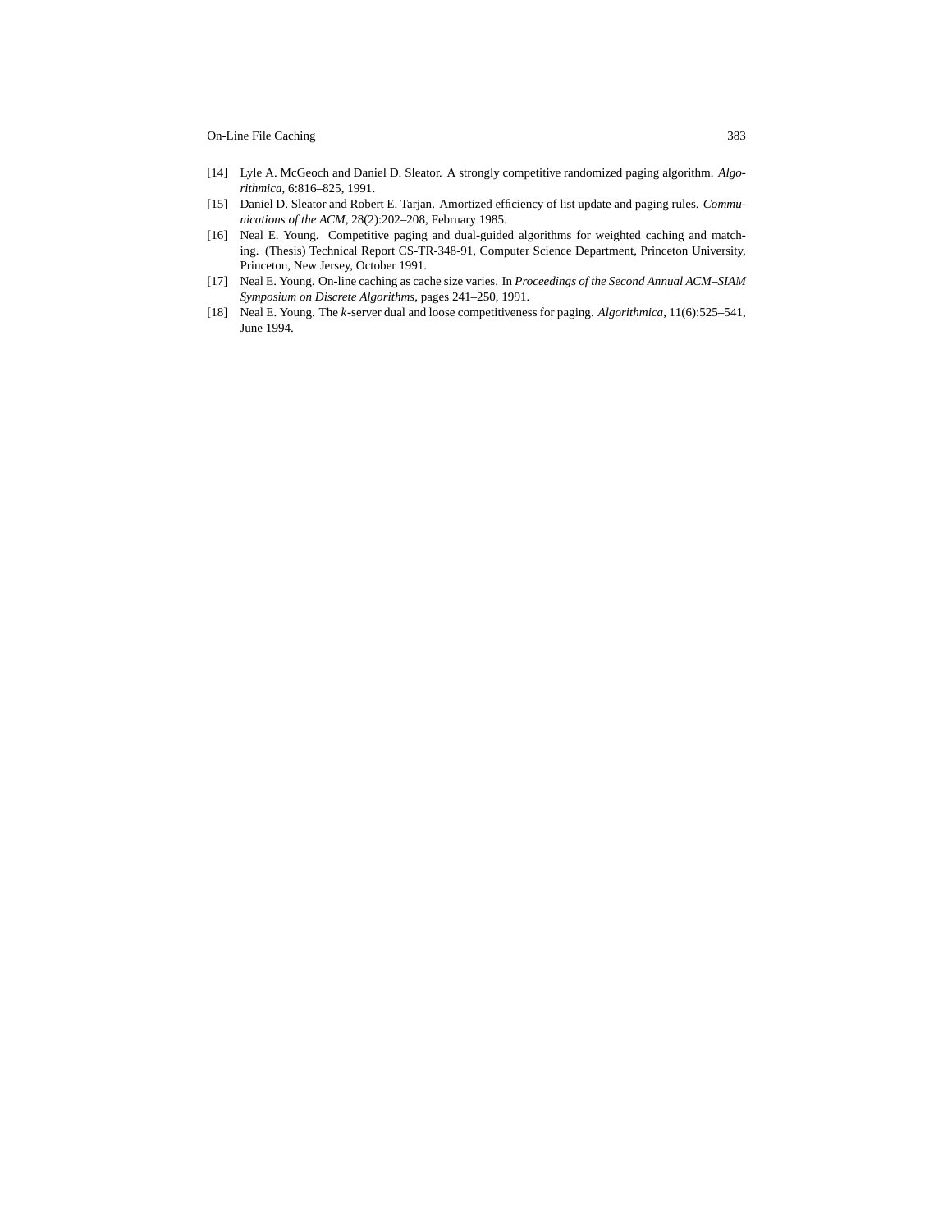[14] Lyle A. McGeoch and Daniel D. Sleator. A strongly competitive randomized paging algorithm. *Algorithmica*, 6:816–825, 1991.

[15] Daniel D. Sleator and Robert E. Tarjan. Amortized efficiency of list update and paging rules. *Communications of the ACM*, 28(2):202–208, February 1985.

[16] Neal E. Young. Competitive paging and dual-guided algorithms for weighted caching and matching. (Thesis) Technical Report CS-TR-348-91, Computer Science Department, Princeton University, Princeton, New Jersey, October 1991.

[17] Neal E. Young. On-line caching as cache size varies. In *Proceedings of the Second Annual ACM–SIAM Symposium on Discrete Algorithms*, pages 241–250, 1991.

[18] Neal E. Young. The $k$-server dual and loose competitiveness for paging. *Algorithmica*, 11(6):525–541, June 1994.